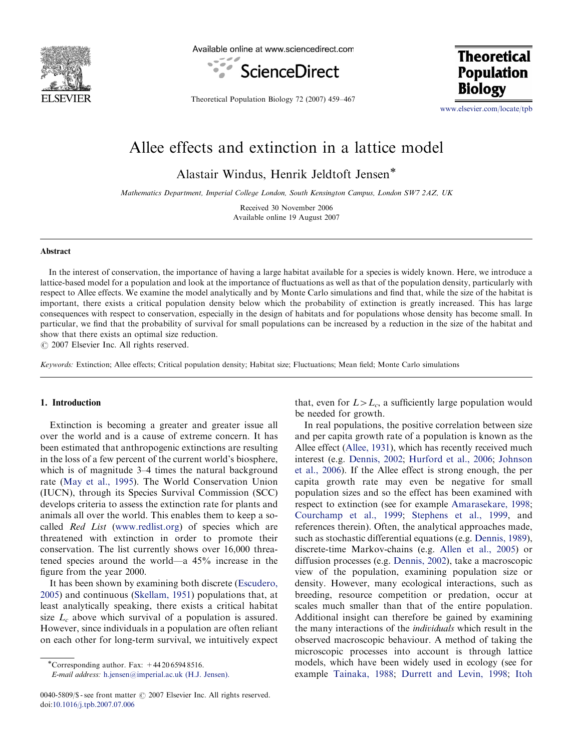# Allee effects and extinction in a lattice model

Alastair Windus, Henrik Jeldtoft Jensen*

*Mathematics Department, Imperial College London, South Kensington Campus, London SW7 2AZ, UK*

Received 30 November 2006
Available online 19 August 2007

## Abstract

In the interest of conservation, the importance of having a large habitat available for a species is widely known. Here, we introduce a lattice-based model for a population and look at the importance of fluctuations as well as that of the population density, particularly with respect to Allee effects. We examine the model analytically and by Monte Carlo simulations and find that, while the size of the habitat is important, there exists a critical population density below which the probability of extinction is greatly increased. This has large consequences with respect to conservation, especially in the design of habitats and for populations whose density has become small. In particular, we find that the probability of survival for small populations can be increased by a reduction in the size of the habitat and show that there exists an optimal size reduction.

© 2007 Elsevier Inc. All rights reserved.

*Keywords:* Extinction; Allee effects; Critical population density; Habitat size; Fluctuations; Mean field; Monte Carlo simulations

## 1. Introduction

Extinction is becoming a greater and greater issue all over the world and is a cause of extreme concern. It has been estimated that anthropogenic extinctions are resulting in the loss of a few percent of the current world's biosphere, which is of magnitude 3–4 times the natural background rate (May et al., 1995). The World Conservation Union (IUCN), through its Species Survival Commission (SCC) develops criteria to assess the extinction rate for plants and animals all over the world. This enables them to keep a so-called *Red List* (www.redlist.org) of species which are threatened with extinction in order to promote their conservation. The list currently shows over 16,000 threatened species around the world—a 45% increase in the figure from the year 2000.

It has been shown by examining both discrete (Escudero, 2005) and continuous (Skellam, 1951) populations that, at least analytically speaking, there exists a critical habitat size $L_c$ above which survival of a population is assured. However, since individuals in a population are often reliant on each other for long-term survival, we intuitively expect that, even for $L > L_c$, a sufficiently large population would be needed for growth.

In real populations, the positive correlation between size and per capita growth rate of a population is known as the Allee effect (Allee, 1931), which has recently received much interest (e.g. Dennis, 2002; Hurford et al., 2006; Johnson et al., 2006). If the Allee effect is strong enough, the per capita growth rate may even be negative for small population sizes and so the effect has been examined with respect to extinction (see for example Amarasekare, 1998; Courchamp et al., 1999; Stephens et al., 1999, and references therein). Often, the analytical approaches made, such as stochastic differential equations (e.g. Dennis, 1989), discrete-time Markov-chains (e.g. Allen et al., 2005) or diffusion processes (e.g. Dennis, 2002), take a macroscopic view of the population, examining population size or density. However, many ecological interactions, such as breeding, resource competition or predation, occur at scales much smaller than that of the entire population. Additional insight can therefore be gained by examining the many interactions of the *individuals* which result in the observed macroscopic behaviour. A method of taking the microscopic processes into account is through lattice models, which have been widely used in ecology (see for example Tainaka, 1988; Durrett and Levin, 1998; Itoh

*Corresponding author. Fax: +44 20 6594 8516.
*E-mail address:* h.jensen@imperial.ac.uk (H.J. Jensen).

0040-5809/$ - see front matter © 2007 Elsevier Inc. All rights reserved.
doi:10.1016/j.tpb.2007.07.006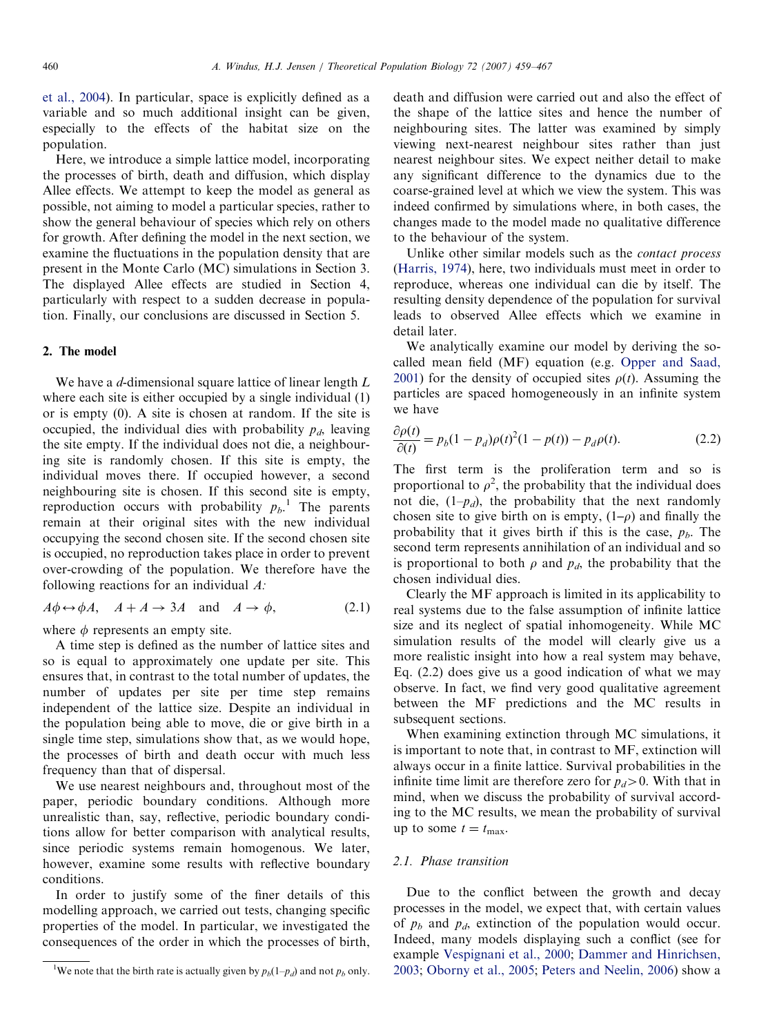et al., 2004). In particular, space is explicitly defined as a variable and so much additional insight can be given, especially to the effects of the habitat size on the population.

Here, we introduce a simple lattice model, incorporating the processes of birth, death and diffusion, which display Allee effects. We attempt to keep the model as general as possible, not aiming to model a particular species, rather to show the general behaviour of species which rely on others for growth. After defining the model in the next section, we examine the fluctuations in the population density that are present in the Monte Carlo (MC) simulations in Section 3. The displayed Allee effects are studied in Section 4, particularly with respect to a sudden decrease in population. Finally, our conclusions are discussed in Section 5.

## 2. The model

We have a $d$-dimensional square lattice of linear length $L$ where each site is either occupied by a single individual (1) or is empty (0). A site is chosen at random. If the site is occupied, the individual dies with probability $p_d$, leaving the site empty. If the individual does not die, a neighbouring site is randomly chosen. If this site is empty, the individual moves there. If occupied however, a second neighbouring site is chosen. If this second site is empty, reproduction occurs with probability $p_b$.[1] The parents remain at their original sites with the new individual occupying the second chosen site. If the second chosen site is occupied, no reproduction takes place in order to prevent over-crowding of the population. We therefore have the following reactions for an individual $A$:

$$A\phi \leftrightarrow \phi A, \quad A + A \rightarrow 3A \quad \text{and} \quad A \rightarrow \phi, \tag{2.1}$$

where $\phi$ represents an empty site.

A time step is defined as the number of lattice sites and so is equal to approximately one update per site. This ensures that, in contrast to the total number of updates, the number of updates per site per time step remains independent of the lattice size. Despite an individual in the population being able to move, die or give birth in a single time step, simulations show that, as we would hope, the processes of birth and death occur with much less frequency than that of dispersal.

We use nearest neighbours and, throughout most of the paper, periodic boundary conditions. Although more unrealistic than, say, reflective, periodic boundary conditions allow for better comparison with analytical results, since periodic systems remain homogenous. We later, however, examine some results with reflective boundary conditions.

In order to justify some of the finer details of this modelling approach, we carried out tests, changing specific properties of the model. In particular, we investigated the consequences of the order in which the processes of birth, death and diffusion were carried out and also the effect of the shape of the lattice sites and hence the number of neighbouring sites. The latter was examined by simply viewing next-nearest neighbour sites rather than just nearest neighbour sites. We expect neither detail to make any significant difference to the dynamics due to the coarse-grained level at which we view the system. This was indeed confirmed by simulations where, in both cases, the changes made to the model made no qualitative difference to the behaviour of the system.

Unlike other similar models such as the *contact process* (Harris, 1974), here, two individuals must meet in order to reproduce, whereas one individual can die by itself. The resulting density dependence of the population for survival leads to observed Allee effects which we examine in detail later.

We analytically examine our model by deriving the so-called mean field (MF) equation (e.g. Opper and Saad, 2001) for the density of occupied sites $\rho(t)$. Assuming the particles are spaced homogeneously in an infinite system we have

$$\frac{\partial \rho(t)}{\partial (t)} = p_b(1 - p_d)\rho(t)^2(1 - p(t)) - p_d\rho(t). \tag{2.2}$$

The first term is the proliferation term and so is proportional to $\rho^2$, the probability that the individual does not die, $(1–p_d)$, the probability that the next randomly chosen site to give birth on is empty, $(1–\rho)$ and finally the probability that it gives birth if this is the case, $p_b$. The second term represents annihilation of an individual and so is proportional to both $\rho$ and $p_d$, the probability that the chosen individual dies.

Clearly the MF approach is limited in its applicability to real systems due to the false assumption of infinite lattice size and its neglect of spatial inhomogeneity. While MC simulation results of the model will clearly give us a more realistic insight into how a real system may behave, Eq. (2.2) does give us a good indication of what we may observe. In fact, we find very good qualitative agreement between the MF predictions and the MC results in subsequent sections.

When examining extinction through MC simulations, it is important to note that, in contrast to MF, extinction will always occur in a finite lattice. Survival probabilities in the infinite time limit are therefore zero for $p_d > 0$. With that in mind, when we discuss the probability of survival according to the MC results, we mean the probability of survival up to some $t = t_{\max}$.

### 2.1. Phase transition

Due to the conflict between the growth and decay processes in the model, we expect that, with certain values of $p_b$ and $p_d$, extinction of the population would occur. Indeed, many models displaying such a conflict (see for example Vespignani et al., 2000; Dammer and Hinrichsen, 2003; Oborny et al., 2005; Peters and Neelin, 2006) show a

[1] We note that the birth rate is actually given by $p_b(1–p_d)$ and not $p_b$ only.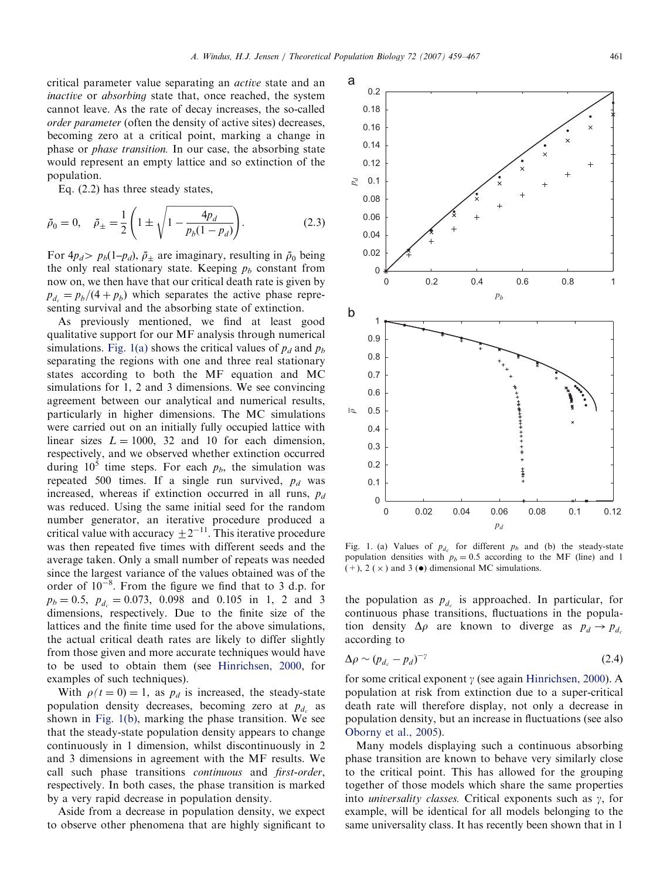critical parameter value separating an *active* state and an *inactive* or *absorbing* state that, once reached, the system cannot leave. As the rate of decay increases, the so-called *order parameter* (often the density of active sites) decreases, becoming zero at a critical point, marking a change in phase or *phase transition.* In our case, the absorbing state would represent an empty lattice and so extinction of the population.

Eq. (2.2) has three steady states,

$$\bar{\rho}_0 = 0, \quad \bar{\rho}_{\pm} = \frac{1}{2}\left(1 \pm \sqrt{1 - \frac{4p_d}{p_b(1-p_d)}}\right). \tag{2.3}$$

For $4p_d > p_b(1–p_d)$, $\bar{\rho}_{\pm}$ are imaginary, resulting in $\bar{\rho}_0$ being the only real stationary state. Keeping $p_b$ constant from now on, we then have that our critical death rate is given by $p_{d_c} = p_b/(4 + p_b)$ which separates the active phase representing survival and the absorbing state of extinction.

As previously mentioned, we find at least good qualitative support for our MF analysis through numerical simulations. Fig. 1(a) shows the critical values of $p_d$ and $p_b$ separating the regions with one and three real stationary states according to both the MF equation and MC simulations for 1, 2 and 3 dimensions. We see convincing agreement between our analytical and numerical results, particularly in higher dimensions. The MC simulations were carried out on an initially fully occupied lattice with linear sizes $L = 1000$, 32 and 10 for each dimension, respectively, and we observed whether extinction occurred during $10^5$ time steps. For each $p_b$, the simulation was repeated 500 times. If a single run survived, $p_d$ was increased, whereas if extinction occurred in all runs, $p_d$ was reduced. Using the same initial seed for the random number generator, an iterative procedure produced a critical value with accuracy $\pm 2^{-11}$. This iterative procedure was then repeated five times with different seeds and the average taken. Only a small number of repeats was needed since the largest variance of the values obtained was of the order of $10^{-8}$. From the figure we find that to 3 d.p. for $p_b = 0.5$, $p_{d_c} = 0.073$, 0.098 and 0.105 in 1, 2 and 3 dimensions, respectively. Due to the finite size of the lattices and the finite time used for the above simulations, the actual critical death rates are likely to differ slightly from those given and more accurate techniques would have to be used to obtain them (see Hinrichsen, 2000, for examples of such techniques).

With $\rho(t = 0) = 1$, as $p_d$ is increased, the steady-state population density decreases, becoming zero at $p_{d_c}$ as shown in Fig. 1(b), marking the phase transition. We see that the steady-state population density appears to change continuously in 1 dimension, whilst discontinuously in 2 and 3 dimensions in agreement with the MF results. We call such phase transitions *continuous* and *first-order*, respectively. In both cases, the phase transition is marked by a very rapid decrease in population density.

Aside from a decrease in population density, we expect to observe other phenomena that are highly significant to the population as $p_{d_c}$ is approached. In particular, for continuous phase transitions, fluctuations in the population density $\Delta\rho$ are known to diverge as $p_d \to p_{d_c}$ according to

$$\Delta\rho \sim (p_{d_c} - p_d)^{-\gamma} \tag{2.4}$$

for some critical exponent $\gamma$ (see again Hinrichsen, 2000). A population at risk from extinction due to a super-critical death rate will therefore display, not only a decrease in population density, but an increase in fluctuations (see also Oborny et al., 2005).

Many models displaying such a continuous absorbing phase transition are known to behave very similarly close to the critical point. This has allowed for the grouping together of those models which share the same properties into *universality classes.* Critical exponents such as $\gamma$, for example, will be identical for all models belonging to the same universality class. It has recently been shown that in 1

a

$p_d$

0.2
0.18
0.16
0.14
0.12
0.1
0.08
0.06
0.04
0.02
0

0 0.2 0.4 0.6 0.8 1

$p_b$

b

$\bar{\rho}$

1
0.9
0.8
0.7
0.6
0.5
0.4
0.3
0.2
0.1
0

0 0.02 0.04 0.06 0.08 0.1 0.12

$p_d$

Fig. 1. (a) Values of $p_{d_c}$ for different $p_b$ and (b) the steady-state population densities with $p_b = 0.5$ according to the MF (line) and 1 (+), 2 (×) and 3 (●) dimensional MC simulations.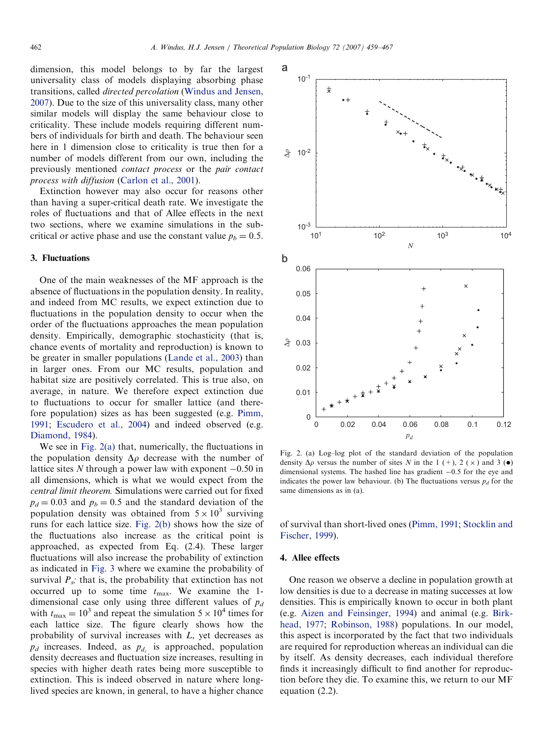dimension, this model belongs to by far the largest universality class of models displaying absorbing phase transitions, called *directed percolation* (Windus and Jensen, 2007). Due to the size of this universality class, many other similar models will display the same behaviour close to criticality. These include models requiring different numbers of individuals for birth and death. The behaviour seen here in 1 dimension close to criticality is true then for a number of models different from our own, including the previously mentioned *contact process* or the *pair contact process with diffusion* (Carlon et al., 2001).

Extinction however may also occur for reasons other than having a super-critical death rate. We investigate the roles of fluctuations and that of Allee effects in the next two sections, where we examine simulations in the sub-critical or active phase and use the constant value $p_b = 0.5$.

## 3. Fluctuations

One of the main weaknesses of the MF approach is the absence of fluctuations in the population density. In reality, and indeed from MC results, we expect extinction due to fluctuations in the population density to occur when the order of the fluctuations approaches the mean population density. Empirically, demographic stochasticity (that is, chance events of mortality and reproduction) is known to be greater in smaller populations (Lande et al., 2003) than in larger ones. From our MC results, population and habitat size are positively correlated. This is true also, on average, in nature. We therefore expect extinction due to fluctuations to occur for smaller lattice (and therefore population) sizes as has been suggested (e.g. Pimm, 1991; Escudero et al., 2004) and indeed observed (e.g. Diamond, 1984).

We see in Fig. 2(a) that, numerically, the fluctuations in the population density $\Delta\rho$ decrease with the number of lattice sites $N$ through a power law with exponent $-0.50$ in all dimensions, which is what we would expect from the *central limit theorem*. Simulations were carried out for fixed $p_d = 0.03$ and $p_b = 0.5$ and the standard deviation of the population density was obtained from $5 \times 10^3$ surviving runs for each lattice size. Fig. 2(b) shows how the size of the fluctuations also increase as the critical point is approached, as expected from Eq. (2.4). These larger fluctuations will also increase the probability of extinction as indicated in Fig. 3 where we examine the probability of survival $P_s$; that is, the probability that extinction has not occurred up to some time $t_{\max}$. We examine the 1-dimensional case only using three different values of $p_d$ with $t_{\max} = 10^3$ and repeat the simulation $5 \times 10^4$ times for each lattice size. The figure clearly shows how the probability of survival increases with $L$, yet decreases as $p_d$ increases. Indeed, as $p_{d_c}$ is approached, population density decreases and fluctuation size increases, resulting in species with higher death rates being more susceptible to extinction. This is indeed observed in nature where long-lived species are known, in general, to have a higher chance of survival than short-lived ones (Pimm, 1991; Stocklin and Fischer, 1999).

a

$10^{-1}$

$10^{-2}$

$10^{-3}$

$\Delta\rho$

$10^1$ $10^2$ $10^3$ $10^4$

$N$

b

0.06
0.05
0.04
0.03
0.02
0.01
0

$\Delta\rho$

0 0.02 0.04 0.06 0.08 0.1 0.12

$p_d$

Fig. 2. (a) Log–log plot of the standard deviation of the population density $\Delta\rho$ versus the number of sites $N$ in the 1 (+), 2 (×) and 3 (•) dimensional systems. The hashed line has gradient $-0.5$ for the eye and indicates the power law behaviour. (b) The fluctuations versus $p_d$ for the same dimensions as in (a).

## 4. Allee effects

One reason we observe a decline in population growth at low densities is due to a decrease in mating successes at low densities. This is empirically known to occur in both plant (e.g. Aizen and Feinsinger, 1994) and animal (e.g. Birkhead, 1977; Robinson, 1988) populations. In our model, this aspect is incorporated by the fact that two individuals are required for reproduction whereas an individual can die by itself. As density decreases, each individual therefore finds it increasingly difficult to find another for reproduction before they die. To examine this, we return to our MF equation (2.2).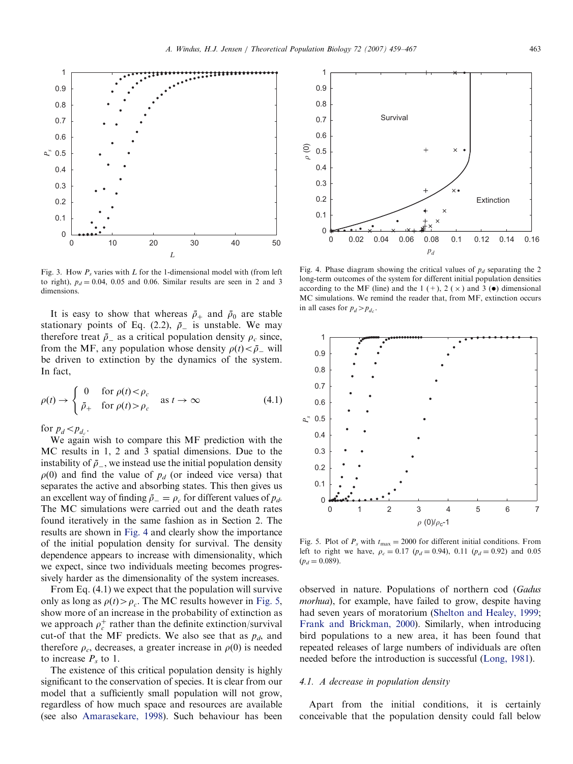1
0.9
0.8
0.7
0.6
$P_s$ 0.5
0.4
0.3
0.2
0.1
0
0 10 20 30 40 50
$L$

Fig. 3. How $P_s$ varies with $L$ for the 1-dimensional model with (from left to right), $p_d = 0.04$, 0.05 and 0.06. Similar results are seen in 2 and 3 dimensions.

1
0.9
0.8
0.7
0.6
$\rho$ (0) 0.5
0.4
0.3
0.2
0.1
0
Survival
Extinction
0 0.02 0.04 0.06 0.08 0.1 0.12 0.14 0.16
$p_d$

Fig. 4. Phase diagram showing the critical values of $p_d$ separating the 2 long-term outcomes of the system for different initial population densities according to the MF (line) and the 1 (+), 2 (×) and 3 (●) dimensional MC simulations. We remind the reader that, from MF, extinction occurs in all cases for $p_d > p_{d_c}$.

It is easy to show that whereas $\bar{\rho}_+$ and $\bar{\rho}_0$ are stable stationary points of Eq. (2.2), $\bar{\rho}_-$ is unstable. We may therefore treat $\bar{\rho}_-$ as a critical population density $\rho_c$ since, from the MF, any population whose density $\rho(t) < \bar{\rho}_-$ will be driven to extinction by the dynamics of the system. In fact,

$$\rho(t) \to \begin{cases} 0 & \text{for } \rho(t) < \rho_c \\ \bar{\rho}_+ & \text{for } \rho(t) > \rho_c \end{cases} \quad \text{as } t \to \infty \tag{4.1}$$

for $p_d < p_{d_c}$.

We again wish to compare this MF prediction with the MC results in 1, 2 and 3 spatial dimensions. Due to the instability of $\bar{\rho}_-$, we instead use the initial population density $\rho(0)$ and find the value of $p_d$ (or indeed vice versa) that separates the active and absorbing states. This then gives us an excellent way of finding $\bar{\rho}_- = \rho_c$ for different values of $p_d$. The MC simulations were carried out and the death rates found iteratively in the same fashion as in Section 2. The results are shown in Fig. 4 and clearly show the importance of the initial population density for survival. The density dependence appears to increase with dimensionality, which we expect, since two individuals meeting becomes progressively harder as the dimensionality of the system increases.

From Eq. (4.1) we expect that the population will survive only as long as $\rho(t) > \rho_c$. The MC results however in Fig. 5, show more of an increase in the probability of extinction as we approach $\rho_c^+$ rather than the definite extinction/survival cut-of that the MF predicts. We also see that as $p_d$, and therefore $\rho_c$, decreases, a greater increase in $\rho(0)$ is needed to increase $P_s$ to 1.

The existence of this critical population density is highly significant to the conservation of species. It is clear from our model that a sufficiently small population will not grow, regardless of how much space and resources are available (see also Amarasekare, 1998). Such behaviour has been observed in nature. Populations of northern cod (*Gadus morhua*), for example, have failed to grow, despite having had seven years of moratorium (Shelton and Healey, 1999; Frank and Brickman, 2000). Similarly, when introducing bird populations to a new area, it has been found that repeated releases of large numbers of individuals are often needed before the introduction is successful (Long, 1981).

1
0.9
0.8
0.7
0.6
$P_s$ 0.5
0.4
0.3
0.2
0.1
0
0 1 2 3 4 5 6 7
$\rho$ (0)/$\rho_c$-1

Fig. 5. Plot of $P_s$ with $t_{\max} = 2000$ for different initial conditions. From left to right we have, $\rho_c = 0.17$ ($p_d = 0.94$), 0.11 ($p_d = 0.92$) and 0.05 ($p_d = 0.089$).

### 4.1. A decrease in population density

Apart from the initial conditions, it is certainly conceivable that the population density could fall below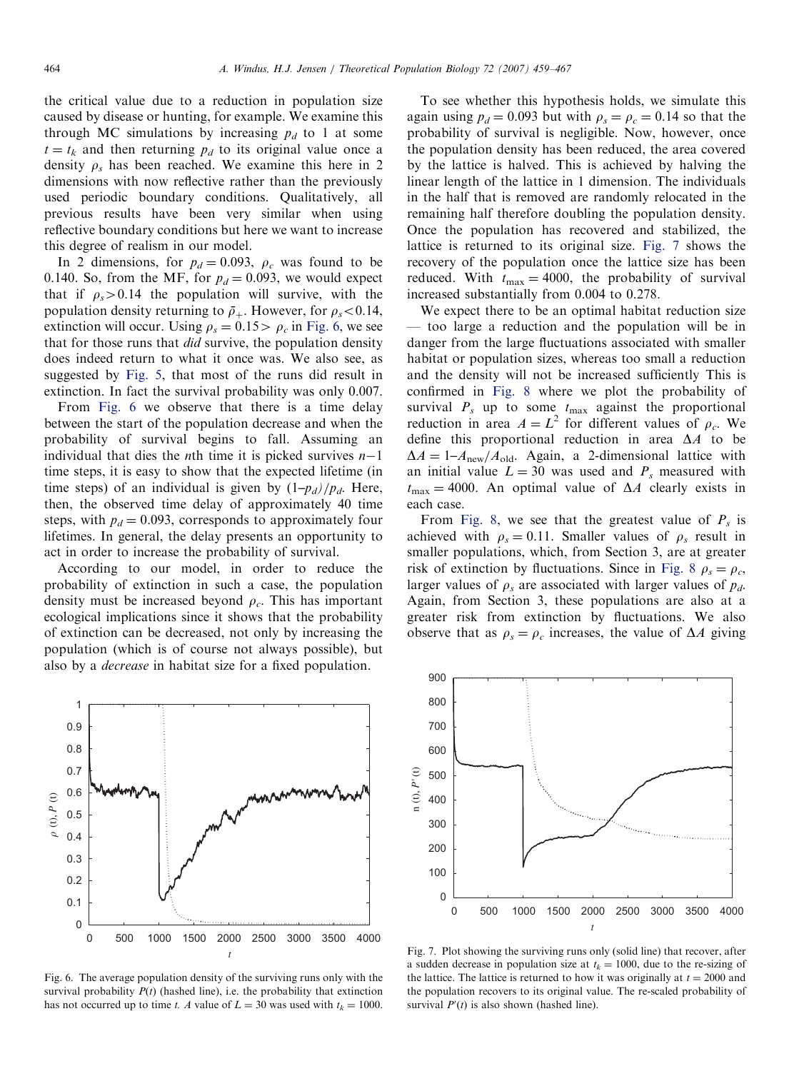the critical value due to a reduction in population size caused by disease or hunting, for example. We examine this through MC simulations by increasing $p_d$ to 1 at some $t = t_k$ and then returning $p_d$ to its original value once a density $\rho_s$ has been reached. We examine this here in 2 dimensions with now reflective rather than the previously used periodic boundary conditions. Qualitatively, all previous results have been very similar when using reflective boundary conditions but here we want to increase this degree of realism in our model.

In 2 dimensions, for $p_d = 0.093$, $\rho_c$ was found to be 0.140. So, from the MF, for $p_d = 0.093$, we would expect that if $\rho_s > 0.14$ the population will survive, with the population density returning to $\bar{\rho}_+$. However, for $\rho_s < 0.14$, extinction will occur. Using $\rho_s = 0.15 > \rho_c$ in Fig. 6, we see that for those runs that *did* survive, the population density does indeed return to what it once was. We also see, as suggested by Fig. 5, that most of the runs did result in extinction. In fact the survival probability was only 0.007.

From Fig. 6 we observe that there is a time delay between the start of the population decrease and when the probability of survival begins to fall. Assuming an individual that dies the $n$th time it is picked survives $n-1$ time steps, it is easy to show that the expected lifetime (in time steps) of an individual is given by $(1-p_d)/p_d$. Here, then, the observed time delay of approximately 40 time steps, with $p_d = 0.093$, corresponds to approximately four lifetimes. In general, the delay presents an opportunity to act in order to increase the probability of survival.

According to our model, in order to reduce the probability of extinction in such a case, the population density must be increased beyond $\rho_c$. This has important ecological implications since it shows that the probability of extinction can be decreased, not only by increasing the population (which is of course not always possible), but also by a *decrease* in habitat size for a fixed population.

To see whether this hypothesis holds, we simulate this again using $p_d = 0.093$ but with $\rho_s = \rho_c = 0.14$ so that the probability of survival is negligible. Now, however, once the population density has been reduced, the area covered by the lattice is halved. This is achieved by halving the linear length of the lattice in 1 dimension. The individuals in the half that is removed are randomly relocated in the remaining half therefore doubling the population density. Once the population has recovered and stabilized, the lattice is returned to its original size. Fig. 7 shows the recovery of the population once the lattice size has been reduced. With $t_{max} = 4000$, the probability of survival increased substantially from 0.004 to 0.278.

We expect there to be an optimal habitat reduction size — too large a reduction and the population will be in danger from the large fluctuations associated with smaller habitat or population sizes, whereas too small a reduction and the density will not be increased sufficiently This is confirmed in Fig. 8 where we plot the probability of survival $P_s$ up to some $t_{max}$ against the proportional reduction in area $A = L^2$ for different values of $\rho_c$. We define this proportional reduction in area $\Delta A$ to be $\Delta A = 1 - A_{new}/A_{old}$. Again, a 2-dimensional lattice with an initial value $L = 30$ was used and $P_s$ measured with $t_{max} = 4000$. An optimal value of $\Delta A$ clearly exists in each case.

From Fig. 8, we see that the greatest value of $P_s$ is achieved with $\rho_s = 0.11$. Smaller values of $\rho_s$ result in smaller populations, which, from Section 3, are at greater risk of extinction by fluctuations. Since in Fig. 8 $\rho_s = \rho_c$, larger values of $\rho_s$ are associated with larger values of $p_d$. Again, from Section 3, these populations are also at a greater risk from extinction by fluctuations. We also observe that as $\rho_s = \rho_c$ increases, the value of $\Delta A$ giving

ρ (t), P (t)
1
0.9
0.8
0.7
0.6
0.5
0.4
0.3
0.2
0.1
0
0 500 1000 1500 2000 2500 3000 3500 4000
t

Fig. 6. The average population density of the surviving runs only with the survival probability $P(t)$ (hashed line), i.e. the probability that extinction has not occurred up to time $t$. A value of $L = 30$ was used with $t_k = 1000$.

n (t), P' (t)
900
800
700
600
500
400
300
200
100
0
0 500 1000 1500 2000 2500 3000 3500 4000
t

Fig. 7. Plot showing the surviving runs only (solid line) that recover, after a sudden decrease in population size at $t_k = 1000$, due to the re-sizing of the lattice. The lattice is returned to how it was originally at $t = 2000$ and the population recovers to its original value. The re-scaled probability of survival $P'(t)$ is also shown (hashed line).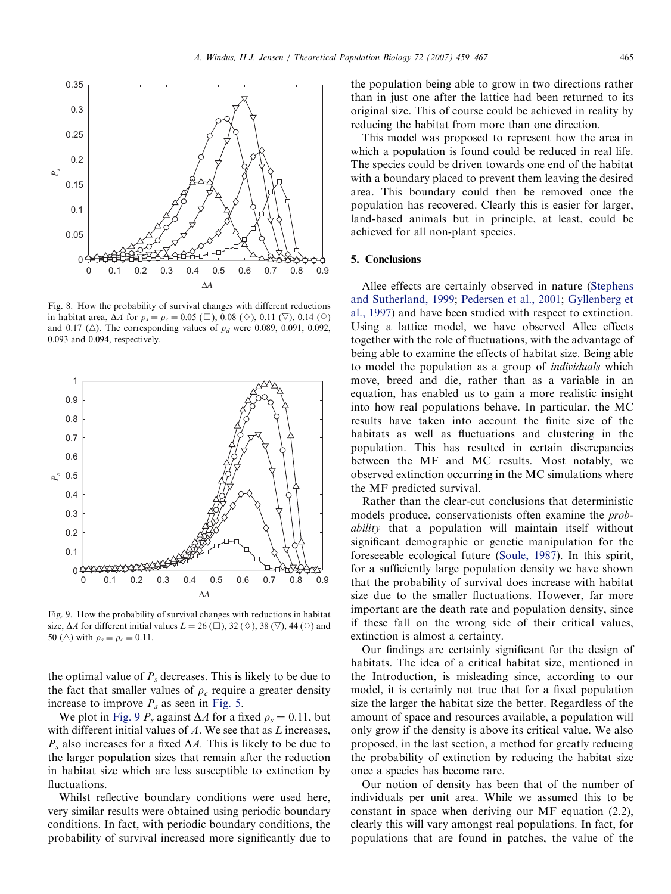0.35
0.3
0.25
0.2
0.15
0.1
0.05
0

$P_s$

0 0.1 0.2 0.3 0.4 0.5 0.6 0.7 0.8 0.9

$\Delta A$

Fig. 8. How the probability of survival changes with different reductions in habitat area, $\Delta A$ for $\rho_s = \rho_c = 0.05$ (□), 0.08 (◇), 0.11 (▽), 0.14 (○) and 0.17 (△). The corresponding values of $p_d$ were 0.089, 0.091, 0.092, 0.093 and 0.094, respectively.

1
0.9
0.8
0.7
0.6
0.5
0.4
0.3
0.2
0.1
0

$P_s$

0 0.1 0.2 0.3 0.4 0.5 0.6 0.7 0.8 0.9

$\Delta A$

Fig. 9. How the probability of survival changes with reductions in habitat size, $\Delta A$ for different initial values $L = 26$ (□), 32 (◇), 38 (▽), 44 (○) and 50 (△) with $\rho_s = \rho_c = 0.11$.

the optimal value of $P_s$ decreases. This is likely to be due to the fact that smaller values of $\rho_c$ require a greater density increase to improve $P_s$ as seen in Fig. 5.

We plot in Fig. 9 $P_s$ against $\Delta A$ for a fixed $\rho_s = 0.11$, but with different initial values of $A$. We see that as $L$ increases, $P_s$ also increases for a fixed $\Delta A$. This is likely to be due to the larger population sizes that remain after the reduction in habitat size which are less susceptible to extinction by fluctuations.

Whilst reflective boundary conditions were used here, very similar results were obtained using periodic boundary conditions. In fact, with periodic boundary conditions, the probability of survival increased more significantly due to the population being able to grow in two directions rather than in just one after the lattice had been returned to its original size. This of course could be achieved in reality by reducing the habitat from more than one direction.

This model was proposed to represent how the area in which a population is found could be reduced in real life. The species could be driven towards one end of the habitat with a boundary placed to prevent them leaving the desired area. This boundary could then be removed once the population has recovered. Clearly this is easier for larger, land-based animals but in principle, at least, could be achieved for all non-plant species.

## 5. Conclusions

Allee effects are certainly observed in nature (Stephens and Sutherland, 1999; Pedersen et al., 2001; Gyllenberg et al., 1997) and have been studied with respect to extinction. Using a lattice model, we have observed Allee effects together with the role of fluctuations, with the advantage of being able to examine the effects of habitat size. Being able to model the population as a group of *individuals* which move, breed and die, rather than as a variable in an equation, has enabled us to gain a more realistic insight into how real populations behave. In particular, the MC results have taken into account the finite size of the habitats as well as fluctuations and clustering in the population. This has resulted in certain discrepancies between the MF and MC results. Most notably, we observed extinction occurring in the MC simulations where the MF predicted survival.

Rather than the clear-cut conclusions that deterministic models produce, conservationists often examine the *probability* that a population will maintain itself without significant demographic or genetic manipulation for the foreseeable ecological future (Soule, 1987). In this spirit, for a sufficiently large population density we have shown that the probability of survival does increase with habitat size due to the smaller fluctuations. However, far more important are the death rate and population density, since if these fall on the wrong side of their critical values, extinction is almost a certainty.

Our findings are certainly significant for the design of habitats. The idea of a critical habitat size, mentioned in the Introduction, is misleading since, according to our model, it is certainly not true that for a fixed population size the larger the habitat size the better. Regardless of the amount of space and resources available, a population will only grow if the density is above its critical value. We also proposed, in the last section, a method for greatly reducing the probability of extinction by reducing the habitat size once a species has become rare.

Our notion of density has been that of the number of individuals per unit area. While we assumed this to be constant in space when deriving our MF equation (2.2), clearly this will vary amongst real populations. In fact, for populations that are found in patches, the value of the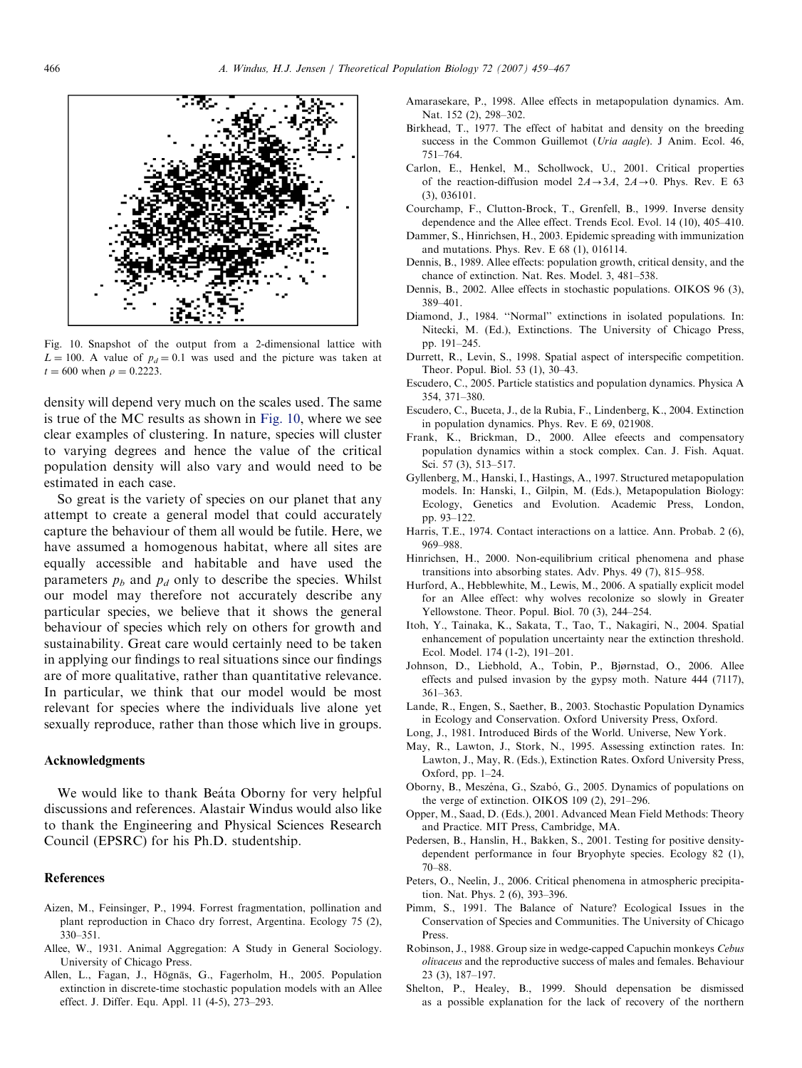Fig. 10. Snapshot of the output from a 2-dimensional lattice with $L = 100$. A value of $p_d = 0.1$ was used and the picture was taken at $t = 600$ when $\rho = 0.2223$.

density will depend very much on the scales used. The same is true of the MC results as shown in Fig. 10, where we see clear examples of clustering. In nature, species will cluster to varying degrees and hence the value of the critical population density will also vary and would need to be estimated in each case.

So great is the variety of species on our planet that any attempt to create a general model that could accurately capture the behaviour of them all would be futile. Here, we have assumed a homogenous habitat, where all sites are equally accessible and habitable and have used the parameters $p_b$ and $p_d$ only to describe the species. Whilst our model may therefore not accurately describe any particular species, we believe that it shows the general behaviour of species which rely on others for growth and sustainability. Great care would certainly need to be taken in applying our findings to real situations since our findings are of more qualitative, rather than quantitative relevance. In particular, we think that our model would be most relevant for species where the individuals live alone yet sexually reproduce, rather than those which live in groups.

## Acknowledgments

We would like to thank Beáta Oborny for very helpful discussions and references. Alastair Windus would also like to thank the Engineering and Physical Sciences Research Council (EPSRC) for his Ph.D. studentship.

## References

Aizen, M., Feinsinger, P., 1994. Forrest fragmentation, pollination and plant reproduction in Chaco dry forrest, Argentina. Ecology 75 (2), 330–351.

Allee, W., 1931. Animal Aggregation: A Study in General Sociology. University of Chicago Press.

Allen, L., Fagan, J., Högnäs, G., Fagerholm, H., 2005. Population extinction in discrete-time stochastic population models with an Allee effect. J. Differ. Equ. Appl. 11 (4-5), 273–293.

Amarasekare, P., 1998. Allee effects in metapopulation dynamics. Am. Nat. 152 (2), 298–302.

Birkhead, T., 1977. The effect of habitat and density on the breeding success in the Common Guillemot (*Uria aagle*). J Anim. Ecol. 46, 751–764.

Carlon, E., Henkel, M., Schollwock, U., 2001. Critical properties of the reaction-diffusion model $2A \rightarrow 3A$, $2A \rightarrow 0$. Phys. Rev. E 63 (3), 036101.

Courchamp, F., Clutton-Brock, T., Grenfell, B., 1999. Inverse density dependence and the Allee effect. Trends Ecol. Evol. 14 (10), 405–410.

Dammer, S., Hinrichsen, H., 2003. Epidemic spreading with immunization and mutations. Phys. Rev. E 68 (1), 016114.

Dennis, B., 1989. Allee effects: population growth, critical density, and the chance of extinction. Nat. Res. Model. 3, 481–538.

Dennis, B., 2002. Allee effects in stochastic populations. OIKOS 96 (3), 389–401.

Diamond, J., 1984. "Normal" extinctions in isolated populations. In: Nitecki, M. (Ed.), Extinctions. The University of Chicago Press, pp. 191–245.

Durrett, R., Levin, S., 1998. Spatial aspect of interspecific competition. Theor. Popul. Biol. 53 (1), 30–43.

Escudero, C., 2005. Particle statistics and population dynamics. Physica A 354, 371–380.

Escudero, C., Buceta, J., de la Rubia, F., Lindenberg, K., 2004. Extinction in population dynamics. Phys. Rev. E 69, 021908.

Frank, K., Brickman, D., 2000. Allee efeects and compensatory population dynamics within a stock complex. Can. J. Fish. Aquat. Sci. 57 (3), 513–517.

Gyllenberg, M., Hanski, I., Hastings, A., 1997. Structured metapopulation models. In: Hanski, I., Gilpin, M. (Eds.), Metapopulation Biology: Ecology, Genetics and Evolution. Academic Press, London, pp. 93–122.

Harris, T.E., 1974. Contact interactions on a lattice. Ann. Probab. 2 (6), 969–988.

Hinrichsen, H., 2000. Non-equilibrium critical phenomena and phase transitions into absorbing states. Adv. Phys. 49 (7), 815–958.

Hurford, A., Hebblewhite, M., Lewis, M., 2006. A spatially explicit model for an Allee effect: why wolves recolonize so slowly in Greater Yellowstone. Theor. Popul. Biol. 70 (3), 244–254.

Itoh, Y., Tainaka, K., Sakata, T., Tao, T., Nakagiri, N., 2004. Spatial enhancement of population uncertainty near the extinction threshold. Ecol. Model. 174 (1-2), 191–201.

Johnson, D., Liebhold, A., Tobin, P., Bjørnstad, O., 2006. Allee effects and pulsed invasion by the gypsy moth. Nature 444 (7117), 361–363.

Lande, R., Engen, S., Saether, B., 2003. Stochastic Population Dynamics in Ecology and Conservation. Oxford University Press, Oxford.

Long, J., 1981. Introduced Birds of the World. Universe, New York.

May, R., Lawton, J., Stork, N., 1995. Assessing extinction rates. In: Lawton, J., May, R. (Eds.), Extinction Rates. Oxford University Press, Oxford, pp. 1–24.

Oborny, B., Meszéna, G., Szabó, G., 2005. Dynamics of populations on the verge of extinction. OIKOS 109 (2), 291–296.

Opper, M., Saad, D. (Eds.), 2001. Advanced Mean Field Methods: Theory and Practice. MIT Press, Cambridge, MA.

Pedersen, B., Hanslin, H., Bakken, S., 2001. Testing for positive density-dependent performance in four Bryophyte species. Ecology 82 (1), 70–88.

Peters, O., Neelin, J., 2006. Critical phenomena in atmospheric precipitation. Nat. Phys. 2 (6), 393–396.

Pimm, S., 1991. The Balance of Nature? Ecological Issues in the Conservation of Species and Communities. The University of Chicago Press.

Robinson, J., 1988. Group size in wedge-capped Capuchin monkeys *Cebus olivaceus* and the reproductive success of males and females. Behaviour 23 (3), 187–197.

Shelton, P., Healey, B., 1999. Should depensation be dismissed as a possible explanation for the lack of recovery of the northern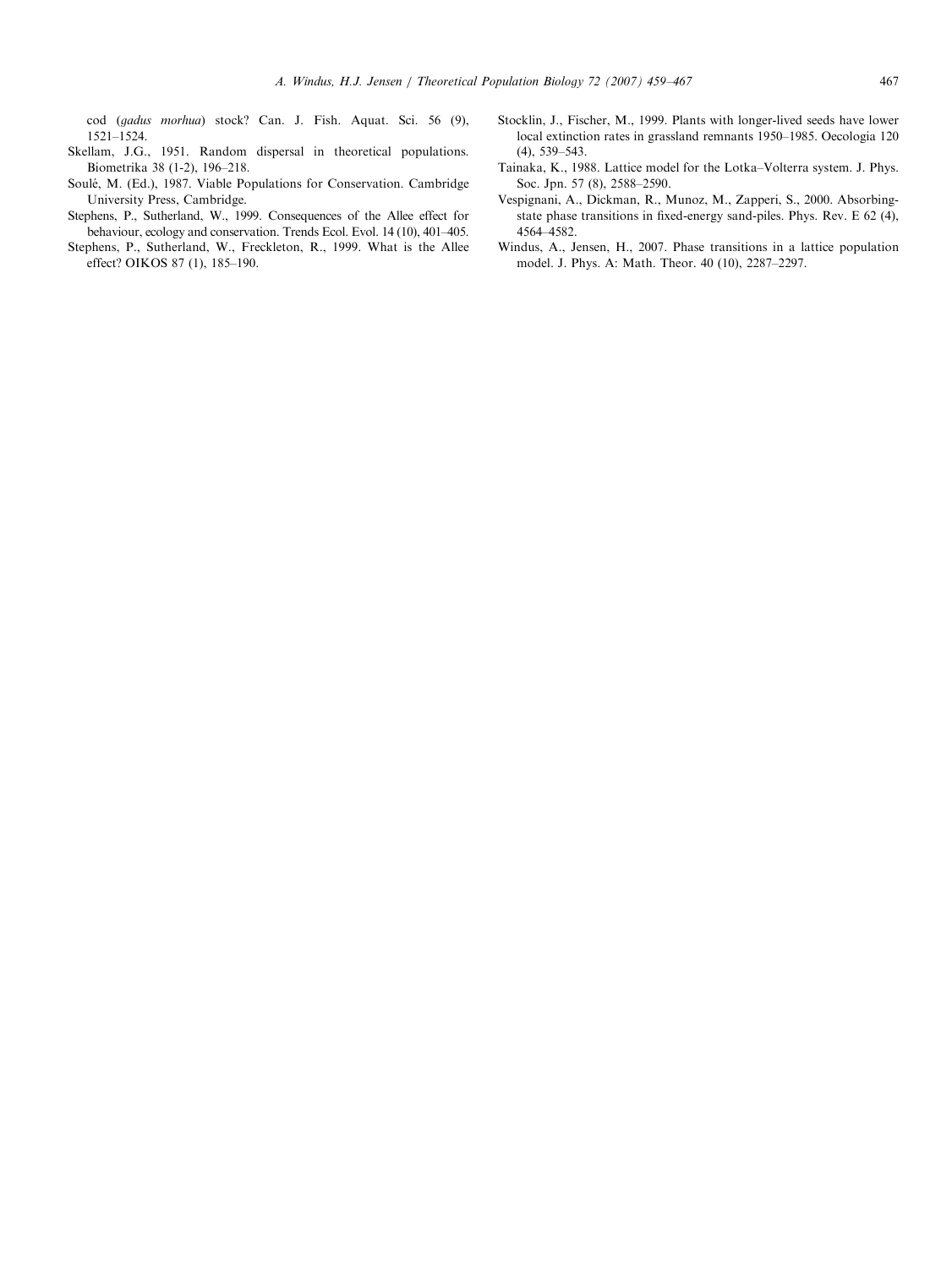cod (*gadus morhua*) stock? Can. J. Fish. Aquat. Sci. 56 (9), 1521–1524.

Skellam, J.G., 1951. Random dispersal in theoretical populations. Biometrika 38 (1-2), 196–218.

Soulé, M. (Ed.), 1987. Viable Populations for Conservation. Cambridge University Press, Cambridge.

Stephens, P., Sutherland, W., 1999. Consequences of the Allee effect for behaviour, ecology and conservation. Trends Ecol. Evol. 14 (10), 401–405.

Stephens, P., Sutherland, W., Freckleton, R., 1999. What is the Allee effect? OIKOS 87 (1), 185–190.

Stocklin, J., Fischer, M., 1999. Plants with longer-lived seeds have lower local extinction rates in grassland remnants 1950–1985. Oecologia 120 (4), 539–543.

Tainaka, K., 1988. Lattice model for the Lotka–Volterra system. J. Phys. Soc. Jpn. 57 (8), 2588–2590.

Vespignani, A., Dickman, R., Munoz, M., Zapperi, S., 2000. Absorbing-state phase transitions in fixed-energy sand-piles. Phys. Rev. E 62 (4), 4564–4582.

Windus, A., Jensen, H., 2007. Phase transitions in a lattice population model. J. Phys. A: Math. Theor. 40 (10), 2287–2297.